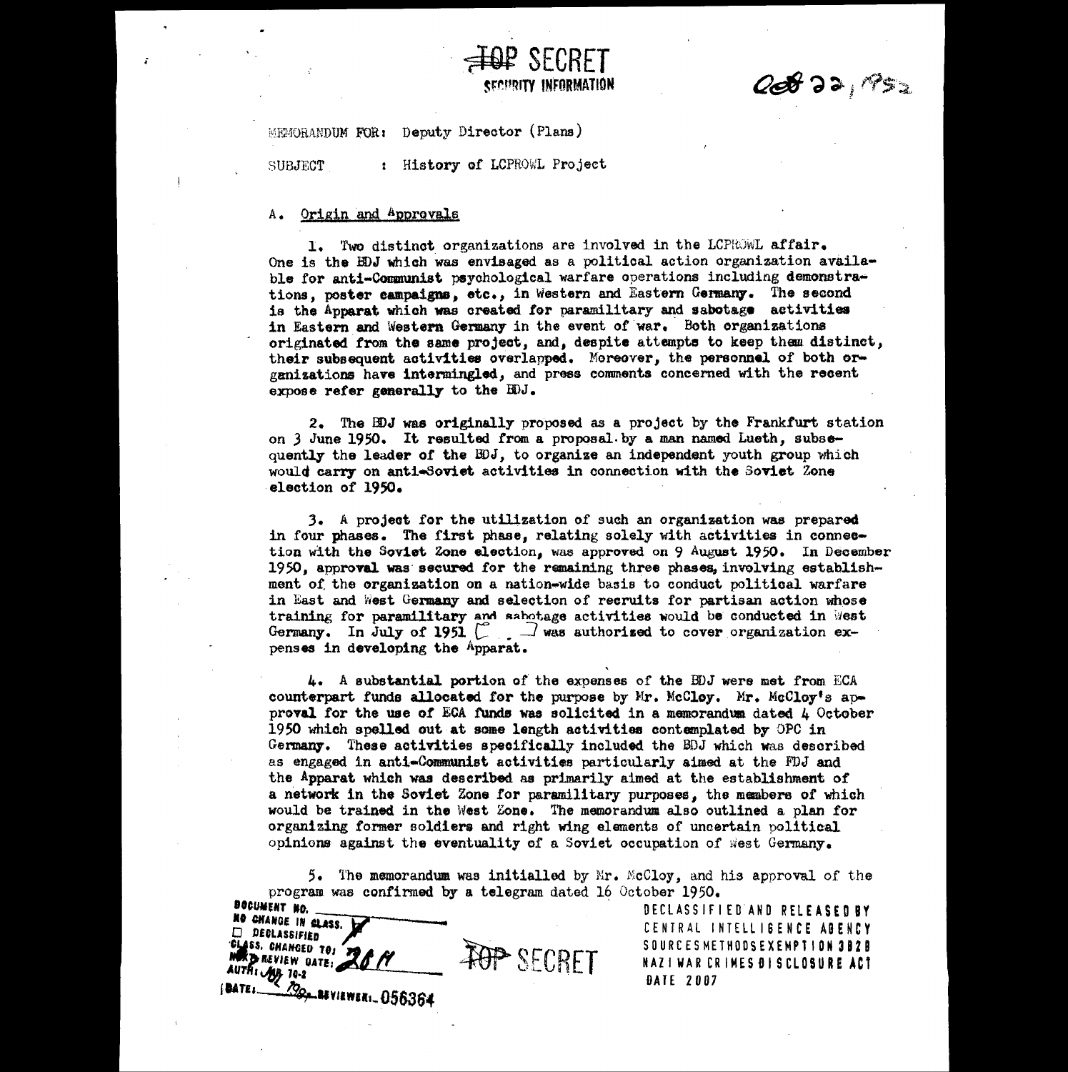TOP SECRET
SECURITY INFORMATION

Oct 22, 1952

MEMORANDUM FOR: Deputy Director (Plans)

SUBJECT : History of LCPROWL Project

A. Origin and Approvals

1. Two distinct organizations are involved in the LCPROWL affair. One is the BDJ which was envisaged as a political action organization available for anti-Communist psychological warfare operations including demonstrations, poster campaigns, etc., in Western and Eastern Germany. The second is the Apparat which was created for paramilitary and sabotage activities in Eastern and Western Germany in the event of war. Both organizations originated from the same project, and, despite attempts to keep them distinct, their subsequent activities overlapped. Moreover, the personnel of both organizations have intermingled, and press comments concerned with the recent expose refer generally to the BDJ.

2. The BDJ was originally proposed as a project by the Frankfurt station on 3 June 1950. It resulted from a proposal by a man named Lueth, subsequently the leader of the BDJ, to organize an independent youth group which would carry on anti-Soviet activities in connection with the Soviet Zone election of 1950.

3. A project for the utilization of such an organization was prepared in four phases. The first phase, relating solely with activities in connection with the Soviet Zone election, was approved on 9 August 1950. In December 1950, approval was secured for the remaining three phases, involving establishment of the organization on a nation-wide basis to conduct political warfare in East and West Germany and selection of recruits for partisan action whose training for paramilitary and sabotage activities would be conducted in West Germany. In July of 1951 [ ] was authorized to cover organization expenses in developing the Apparat.

4. A substantial portion of the expenses of the BDJ were met from ECA counterpart funds allocated for the purpose by Mr. McCloy. Mr. McCloy's approval for the use of ECA funds was solicited in a memorandum dated 4 October 1950 which spelled out at some length activities contemplated by OPC in Germany. These activities specifically included the BDJ which was described as engaged in anti-Communist activities particularly aimed at the FDJ and the Apparat which was described as primarily aimed at the establishment of a network in the Soviet Zone for paramilitary purposes, the members of which would be trained in the West Zone. The memorandum also outlined a plan for organizing former soldiers and right wing elements of uncertain political opinions against the eventuality of a Soviet occupation of West Germany.

5. The memorandum was initialled by Mr. McCloy, and his approval of the program was confirmed by a telegram dated 16 October 1950.

DOCUMENT NO.
NO CHANGE IN CLASS.
☐ DECLASSIFIED
CLASS. CHANGED TO: TS
NEXT REVIEW DATE:
AUTH: HR 70-2
DATE: REVIEWER: 056364

TOP SECRET

DECLASSIFIED AND RELEASED BY
CENTRAL INTELLIGENCE AGENCY
SOURCES METHODS EXEMPTION 3B2B
NAZI WAR CRIMES DISCLOSURE ACT
DATE 2007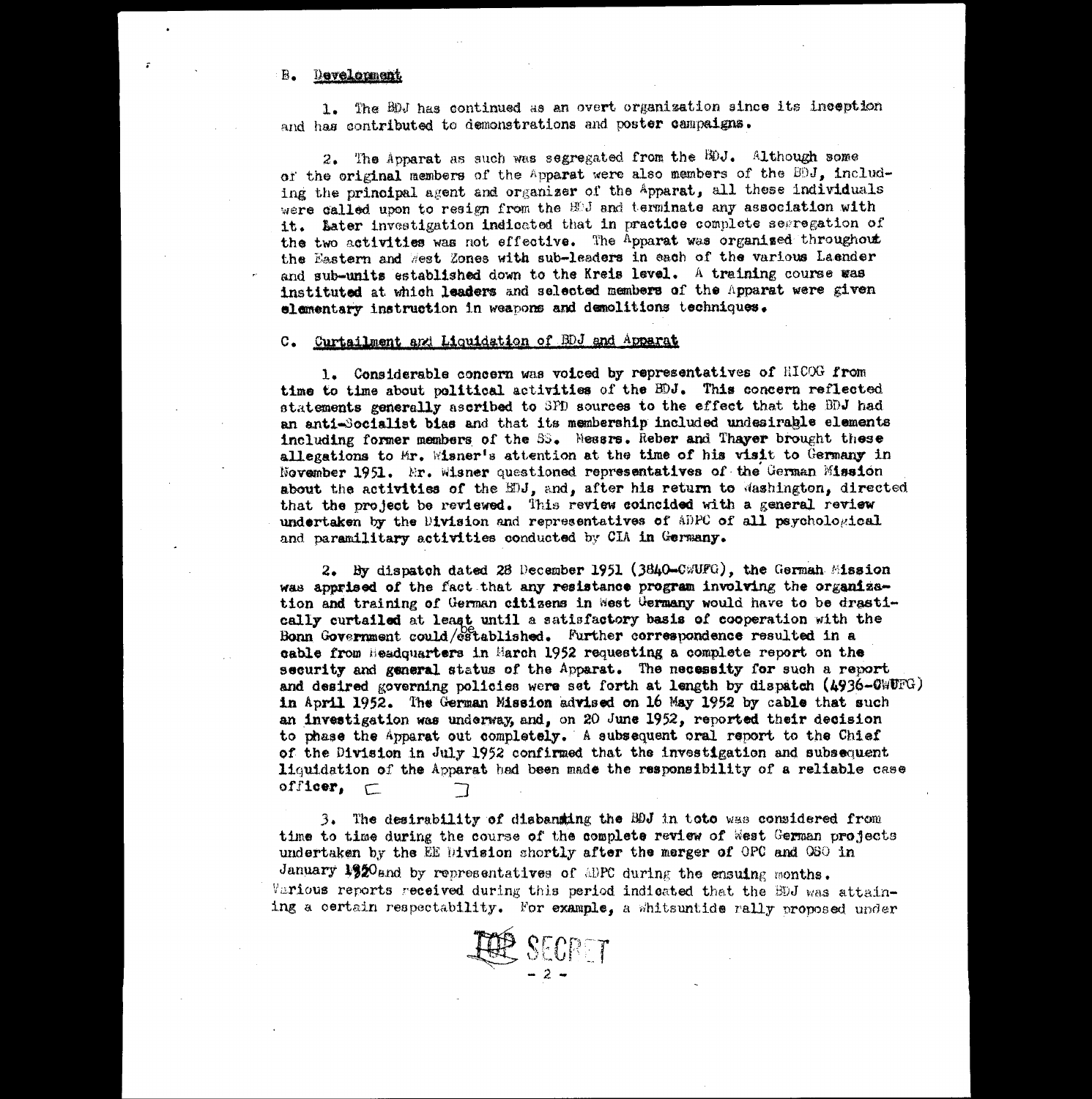B. Development

1. The BDJ has continued as an overt organization since its inception and has contributed to demonstrations and poster campaigns.

2. The Apparat as such was segregated from the BDJ. Although some of the original members of the Apparat were also members of the BDJ, including the principal agent and organizer of the Apparat, all these individuals were called upon to resign from the BDJ and terminate any association with it. Later investigation indicated that in practice complete segregation of the two activities was not effective. The Apparat was organized throughout the Eastern and West Zones with sub-leaders in each of the various Laender and sub-units established down to the Kreis level. A training course was instituted at which leaders and selected members of the Apparat were given elementary instruction in weapons and demolitions techniques.

C. Curtailment and Liquidation of BDJ and Apparat

1. Considerable concern was voiced by representatives of HICOG from time to time about political activities of the BDJ. This concern reflected statements generally ascribed to SPD sources to the effect that the BDJ had an anti-Socialist bias and that its membership included undesirable elements including former members of the SS. Messrs. Reber and Thayer brought these allegations to Mr. Wisner's attention at the time of his visit to Germany in November 1951. Mr. Wisner questioned representatives of the German Mission about the activities of the BDJ, and, after his return to Washington, directed that the project be reviewed. This review coincided with a general review undertaken by the Division and representatives of ADPC of all psychological and paramilitary activities conducted by CIA in Germany.

2. By dispatch dated 28 December 1951 (3840-CWUFG), the German Mission was apprised of the fact that any resistance program involving the organization and training of German citizens in West Germany would have to be drastically curtailed at least until a satisfactory basis of cooperation with the Bonn Government could be established. Further correspondence resulted in a cable from Headquarters in March 1952 requesting a complete report on the security and general status of the Apparat. The necessity for such a report and desired governing policies were set forth at length by dispatch (4936-CWUFG) in April 1952. The German Mission advised on 16 May 1952 by cable that such an investigation was underway, and, on 20 June 1952, reported their decision to phase the Apparat out completely. A subsequent oral report to the Chief of the Division in July 1952 confirmed that the investigation and subsequent liquidation of the Apparat had been made the responsibility of a reliable case officer, [ ]

3. The desirability of disbanding the BDJ in toto was considered from time to time during the course of the complete review of West German projects undertaken by the EE Division shortly after the merger of OPC and OSO in January 1952 and by representatives of ADPC during the ensuing months. Various reports received during this period indicated that the BDJ was attaining a certain respectability. For example, a Whitsuntide rally proposed under

TOP SECRET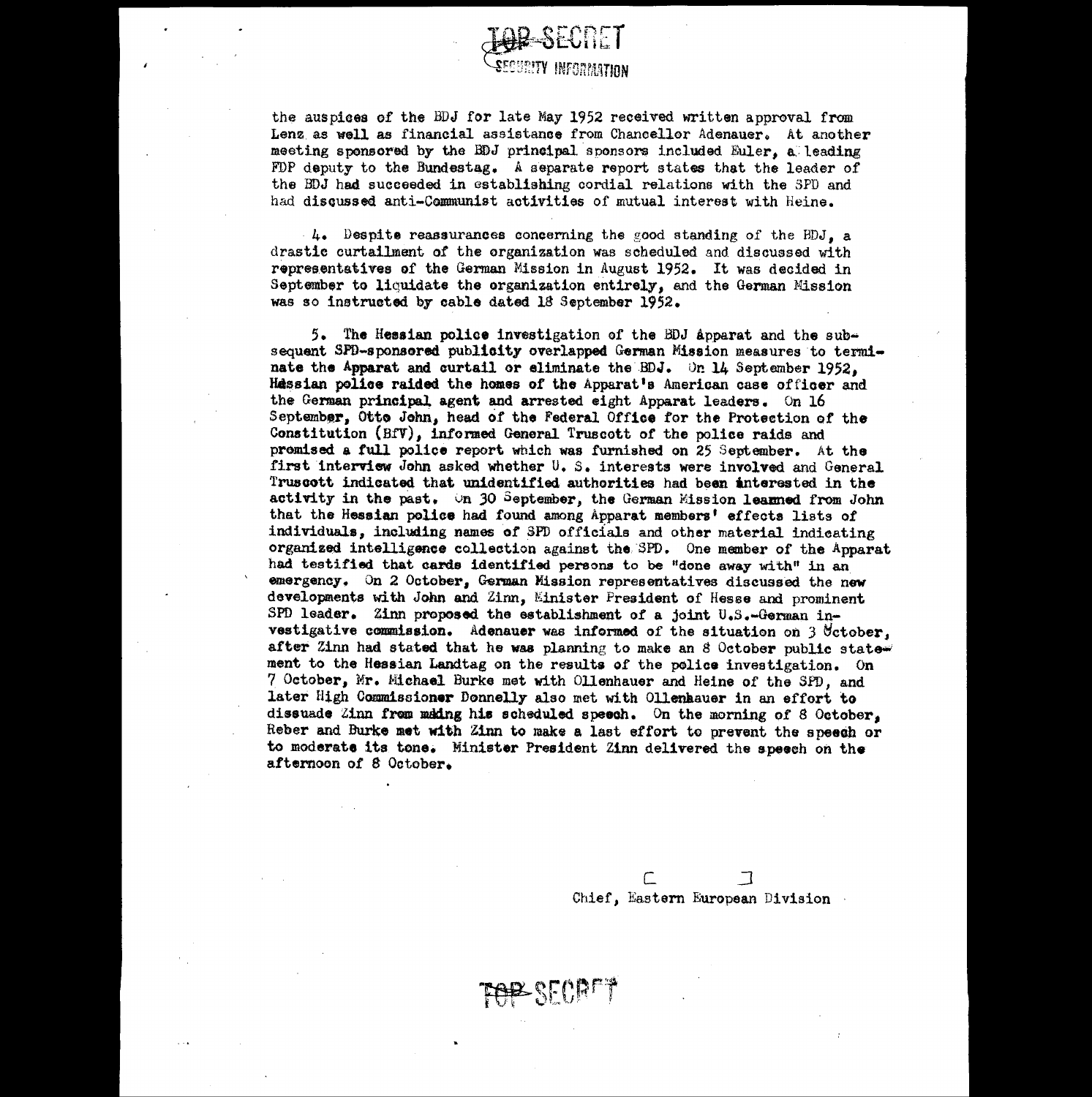the auspices of the BDJ for late May 1952 received written approval from Lenz as well as financial assistance from Chancellor Adenauer. At another meeting sponsored by the BDJ principal sponsors included Euler, a leading FDP deputy to the Bundestag. A separate report states that the leader of the BDJ had succeeded in establishing cordial relations with the SPD and had discussed anti-Communist activities of mutual interest with Heine.

4. Despite reassurances concerning the good standing of the BDJ, a drastic curtailment of the organization was scheduled and discussed with representatives of the German Mission in August 1952. It was decided in September to liquidate the organization entirely, and the German Mission was so instructed by cable dated 18 September 1952.

5. The Hessian police investigation of the BDJ Apparat and the subsequent SPD-sponsored publicity overlapped German Mission measures to terminate the Apparat and curtail or eliminate the BDJ. On 14 September 1952, Hessian police raided the homes of the Apparat's American case officer and the German principal agent and arrested eight Apparat leaders. On 16 September, Otto John, head of the Federal Office for the Protection of the Constitution (BfV), informed General Truscott of the police raids and promised a full police report which was furnished on 25 September. At the first interview John asked whether U. S. interests were involved and General Truscott indicated that unidentified authorities had been interested in the activity in the past. On 30 September, the German Mission learned from John that the Hessian police had found among Apparat members' effects lists of individuals, including names of SPD officials and other material indicating organized intelligence collection against the SPD. One member of the Apparat had testified that cards identified persons to be "done away with" in an emergency. On 2 October, German Mission representatives discussed the new developments with John and Zinn, Minister President of Hesse and prominent SPD leader. Zinn proposed the establishment of a joint U.S.-German investigative commission. Adenauer was informed of the situation on 3 October, after Zinn had stated that he was planning to make an 8 October public statement to the Hessian Landtag on the results of the police investigation. On 7 October, Mr. Michael Burke met with Ollenhauer and Heine of the SPD, and later High Commissioner Donnelly also met with Ollenhauer in an effort to dissuade Zinn from making his scheduled speech. On the morning of 8 October, Reber and Burke met with Zinn to make a last effort to prevent the speech or to moderate its tone. Minister President Zinn delivered the speech on the afternoon of 8 October.

[ ]
Chief, Eastern European Division